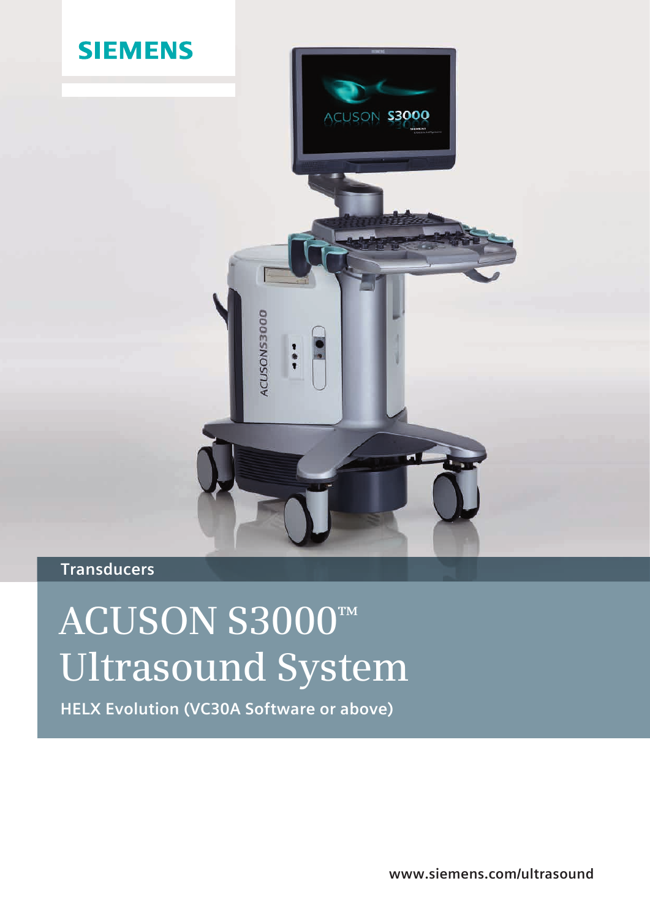SIEMENS

Transducers

# ACUSON S3000™ Ultrasound System

**HELX Evolution (VC30A Software or above)**

www.siemens.com/ultrasound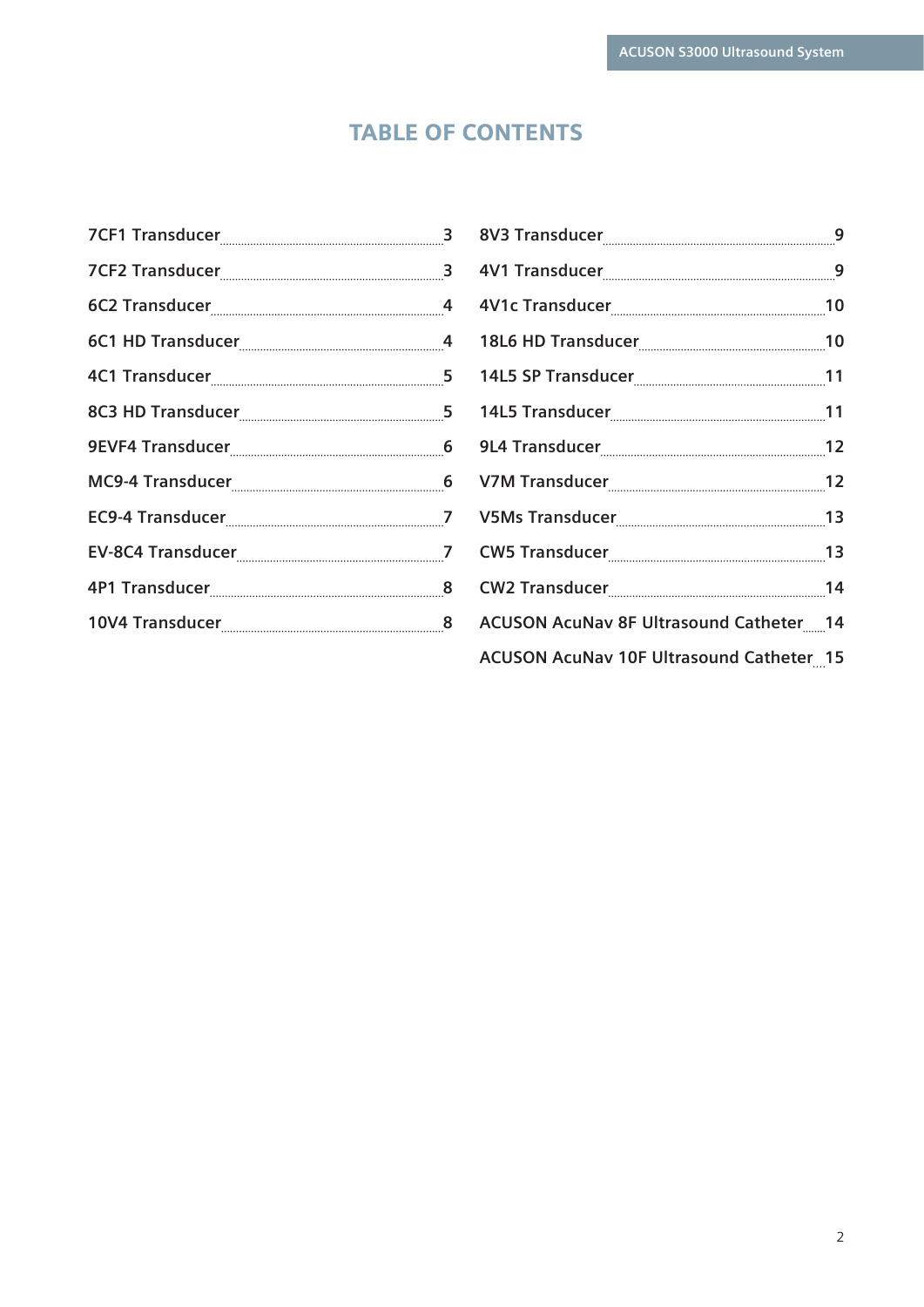# TABLE OF CONTENTS

| | |
|---|---|
| 7CF1 Transducer | 3 |
| 7CF2 Transducer | 3 |
| 6C2 Transducer | 4 |
| 6C1 HD Transducer | 4 |
| 4C1 Transducer | 5 |
| 8C3 HD Transducer | 5 |
| 9EVF4 Transducer | 6 |
| MC9-4 Transducer | 6 |
| EC9-4 Transducer | 7 |
| EV-8C4 Transducer | 7 |
| 4P1 Transducer | 8 |
| 10V4 Transducer | 8 |
| 8V3 Transducer | 9 |
| 4V1 Transducer | 9 |
| 4V1c Transducer | 10 |
| 18L6 HD Transducer | 10 |
| 14L5 SP Transducer | 11 |
| 14L5 Transducer | 11 |
| 9L4 Transducer | 12 |
| V7M Transducer | 12 |
| V5Ms Transducer | 13 |
| CW5 Transducer | 13 |
| CW2 Transducer | 14 |
| ACUSON AcuNav 8F Ultrasound Catheter | 14 |
| ACUSON AcuNav 10F Ultrasound Catheter | 15 |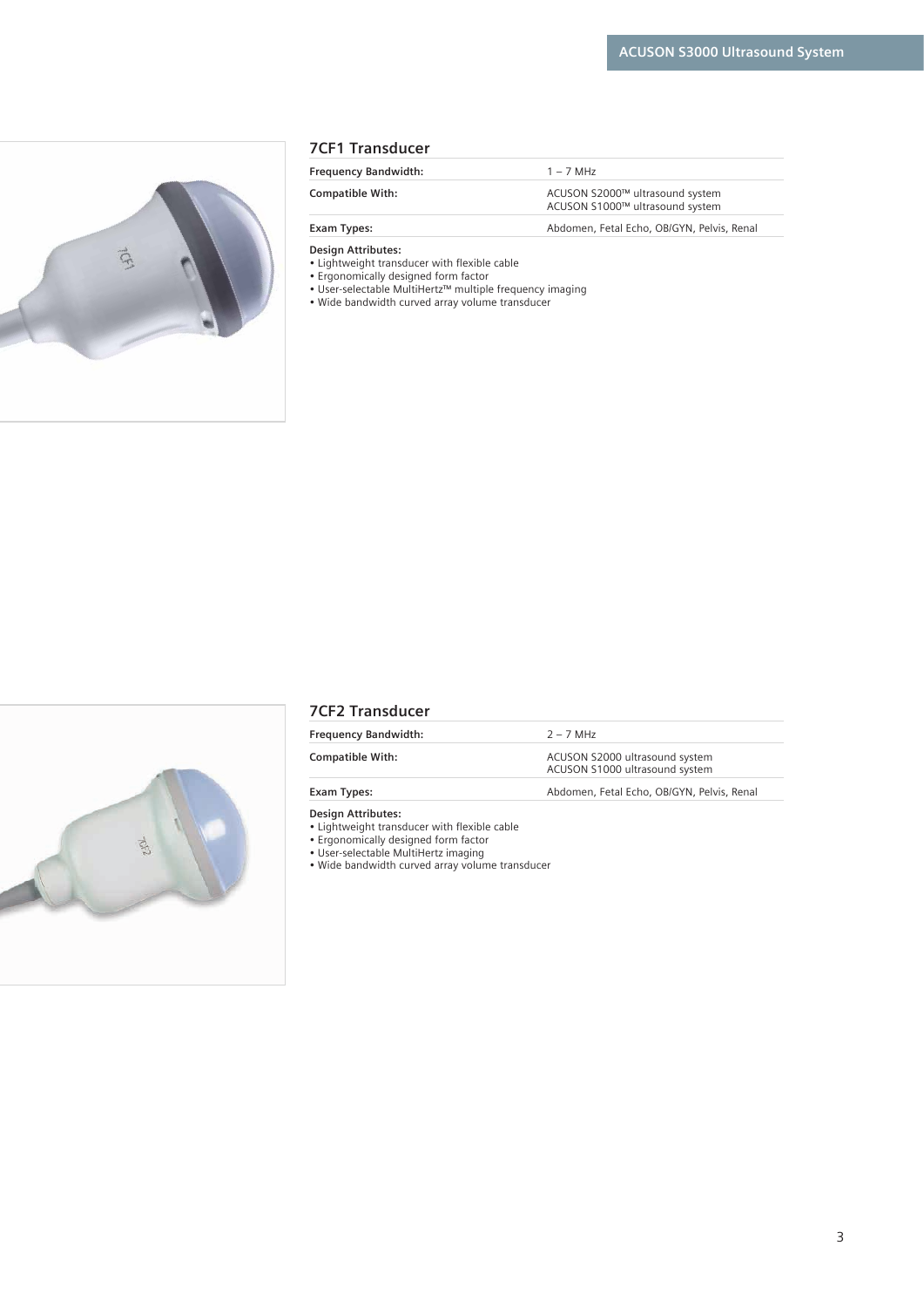## 7CF1 Transducer

| | |
|---|---|
| **Frequency Bandwidth:** | 1 – 7 MHz |
| **Compatible With:** | ACUSON S2000™ ultrasound system<br>ACUSON S1000™ ultrasound system |
| **Exam Types:** | Abdomen, Fetal Echo, OB/GYN, Pelvis, Renal |

**Design Attributes:**

- Lightweight transducer with flexible cable
- Ergonomically designed form factor
- User-selectable MultiHertz™ multiple frequency imaging
- Wide bandwidth curved array volume transducer

## 7CF2 Transducer

| | |
|---|---|
| **Frequency Bandwidth:** | 2 – 7 MHz |
| **Compatible With:** | ACUSON S2000 ultrasound system<br>ACUSON S1000 ultrasound system |
| **Exam Types:** | Abdomen, Fetal Echo, OB/GYN, Pelvis, Renal |

**Design Attributes:**

- Lightweight transducer with flexible cable
- Ergonomically designed form factor
- User-selectable MultiHertz imaging
- Wide bandwidth curved array volume transducer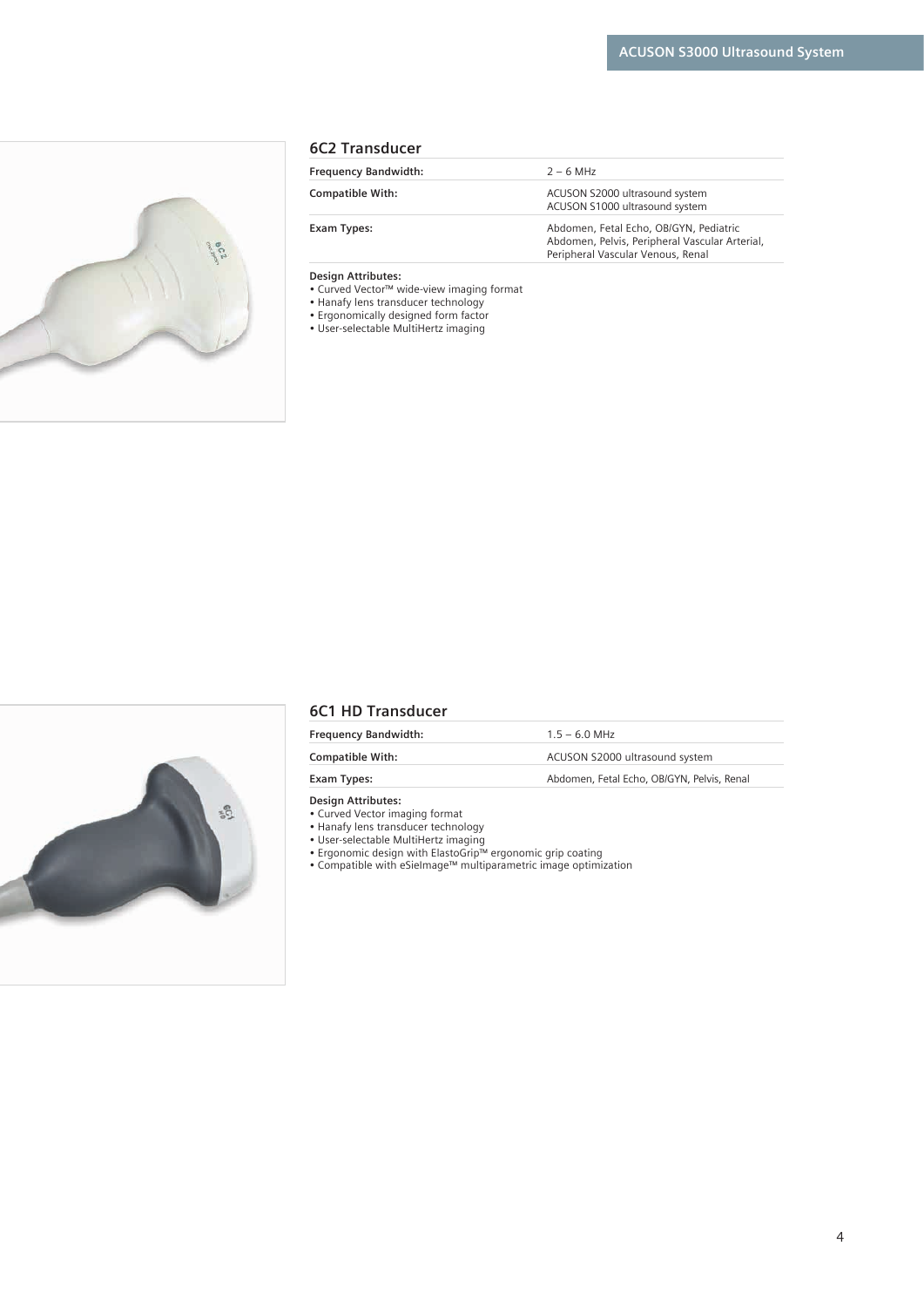## 6C2 Transducer

| | |
|---|---|
| **Frequency Bandwidth:** | 2 – 6 MHz |
| **Compatible With:** | ACUSON S2000 ultrasound system<br>ACUSON S1000 ultrasound system |
| **Exam Types:** | Abdomen, Fetal Echo, OB/GYN, Pediatric Abdomen, Pelvis, Peripheral Vascular Arterial, Peripheral Vascular Venous, Renal |

**Design Attributes:**

- Curved Vector™ wide-view imaging format
- Hanafy lens transducer technology
- Ergonomically designed form factor
- User-selectable MultiHertz imaging

## 6C1 HD Transducer

| | |
|---|---|
| **Frequency Bandwidth:** | 1.5 – 6.0 MHz |
| **Compatible With:** | ACUSON S2000 ultrasound system |
| **Exam Types:** | Abdomen, Fetal Echo, OB/GYN, Pelvis, Renal |

**Design Attributes:**

- Curved Vector imaging format
- Hanafy lens transducer technology
- User-selectable MultiHertz imaging
- Ergonomic design with ElastoGrip™ ergonomic grip coating
- Compatible with eSieImage™ multiparametric image optimization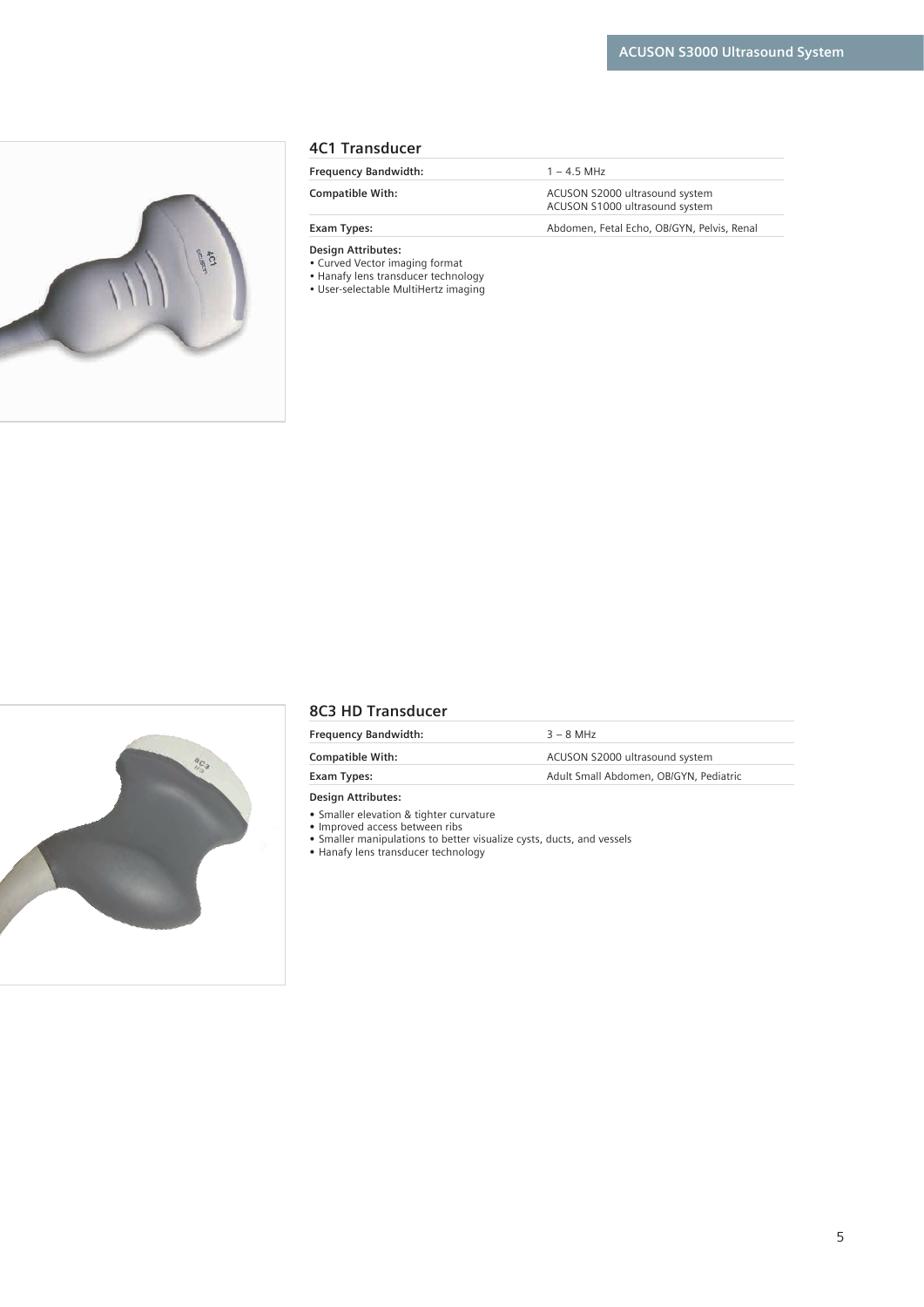## 4C1 Transducer

| | |
|---|---|
| **Frequency Bandwidth:** | 1 – 4.5 MHz |
| **Compatible With:** | ACUSON S2000 ultrasound system<br>ACUSON S1000 ultrasound system |
| **Exam Types:** | Abdomen, Fetal Echo, OB/GYN, Pelvis, Renal |

**Design Attributes:**

- Curved Vector imaging format
- Hanafy lens transducer technology
- User-selectable MultiHertz imaging

## 8C3 HD Transducer

| | |
|---|---|
| **Frequency Bandwidth:** | 3 – 8 MHz |
| **Compatible With:** | ACUSON S2000 ultrasound system |
| **Exam Types:** | Adult Small Abdomen, OB/GYN, Pediatric |

**Design Attributes:**

- Smaller elevation & tighter curvature
- Improved access between ribs
- Smaller manipulations to better visualize cysts, ducts, and vessels
- Hanafy lens transducer technology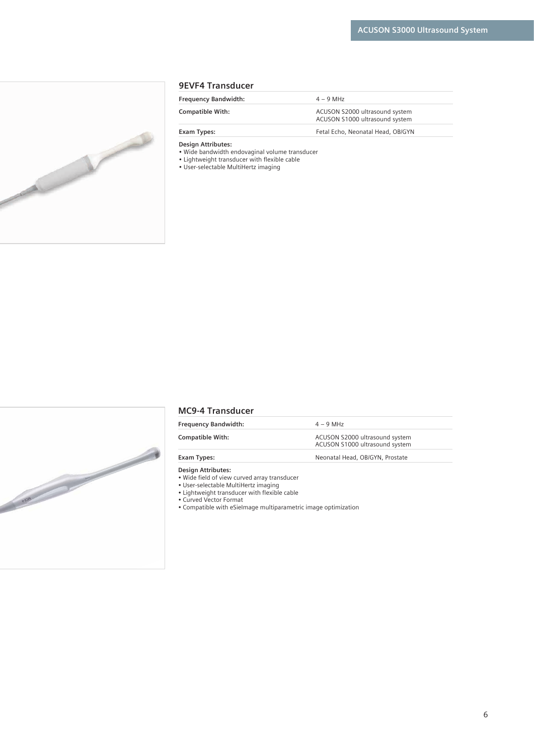## 9EVF4 Transducer

| | |
|---|---|
| **Frequency Bandwidth:** | 4 – 9 MHz |
| **Compatible With:** | ACUSON S2000 ultrasound system<br>ACUSON S1000 ultrasound system |
| **Exam Types:** | Fetal Echo, Neonatal Head, OB/GYN |

**Design Attributes:**

- Wide bandwidth endovaginal volume transducer
- Lightweight transducer with flexible cable
- User-selectable MultiHertz imaging

## MC9-4 Transducer

| | |
|---|---|
| **Frequency Bandwidth:** | 4 – 9 MHz |
| **Compatible With:** | ACUSON S2000 ultrasound system<br>ACUSON S1000 ultrasound system |
| **Exam Types:** | Neonatal Head, OB/GYN, Prostate |

**Design Attributes:**

- Wide field of view curved array transducer
- User-selectable MultiHertz imaging
- Lightweight transducer with flexible cable
- Curved Vector Format
- Compatible with eSieImage multiparametric image optimization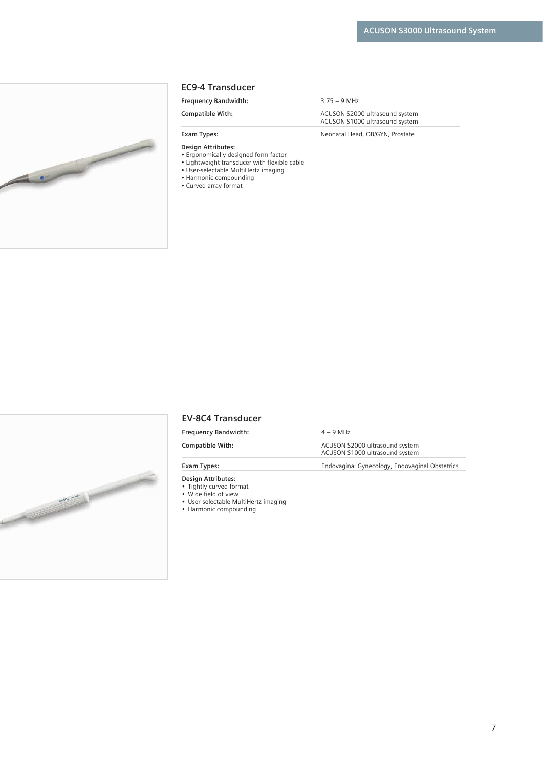## EC9-4 Transducer

| | |
|---|---|
| **Frequency Bandwidth:** | 3.75 – 9 MHz |
| **Compatible With:** | ACUSON S2000 ultrasound system<br>ACUSON S1000 ultrasound system |
| **Exam Types:** | Neonatal Head, OB/GYN, Prostate |

**Design Attributes:**

- Ergonomically designed form factor
- Lightweight transducer with flexible cable
- User-selectable MultiHertz imaging
- Harmonic compounding
- Curved array format

## EV-8C4 Transducer

| | |
|---|---|
| **Frequency Bandwidth:** | 4 – 9 MHz |
| **Compatible With:** | ACUSON S2000 ultrasound system<br>ACUSON S1000 ultrasound system |
| **Exam Types:** | Endovaginal Gynecology, Endovaginal Obstetrics |

**Design Attributes:**

- Tightly curved format
- Wide field of view
- User-selectable MultiHertz imaging
- Harmonic compounding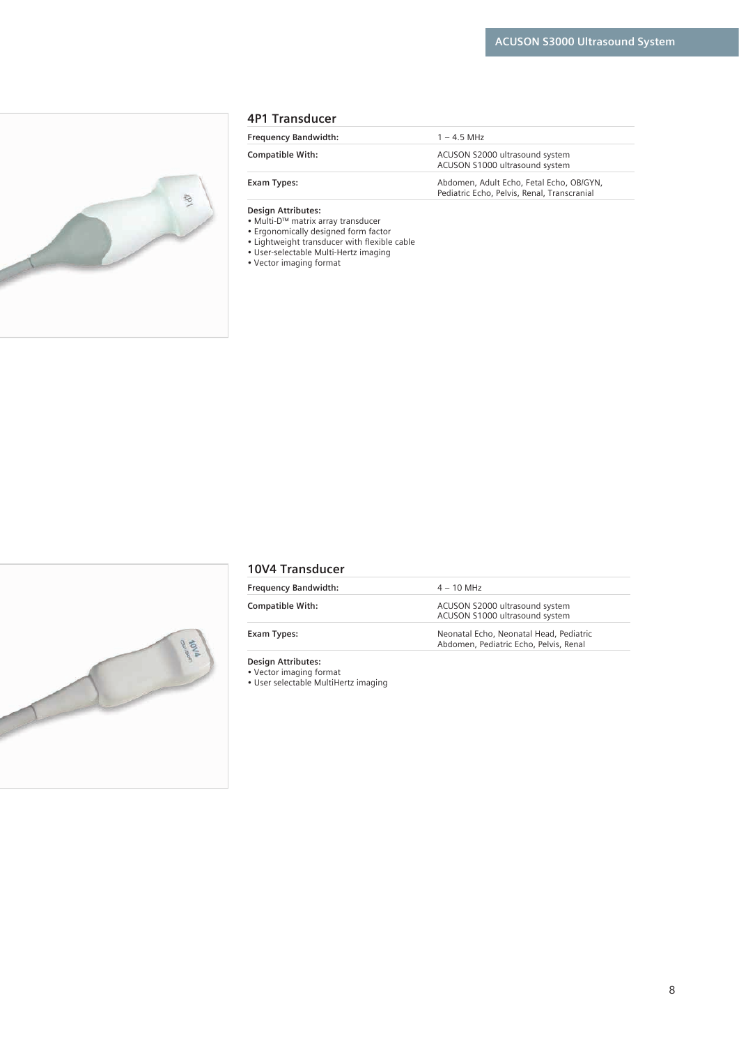## 4P1 Transducer

| Frequency Bandwidth: | 1 – 4.5 MHz |
| --- | --- |
| Compatible With: | ACUSON S2000 ultrasound system<br>ACUSON S1000 ultrasound system |
| Exam Types: | Abdomen, Adult Echo, Fetal Echo, OB/GYN, Pediatric Echo, Pelvis, Renal, Transcranial |

**Design Attributes:**

- Multi-D™ matrix array transducer
- Ergonomically designed form factor
- Lightweight transducer with flexible cable
- User-selectable Multi-Hertz imaging
- Vector imaging format

## 10V4 Transducer

| Frequency Bandwidth: | 4 – 10 MHz |
| --- | --- |
| Compatible With: | ACUSON S2000 ultrasound system<br>ACUSON S1000 ultrasound system |
| Exam Types: | Neonatal Echo, Neonatal Head, Pediatric Abdomen, Pediatric Echo, Pelvis, Renal |

**Design Attributes:**

- Vector imaging format
- User selectable MultiHertz imaging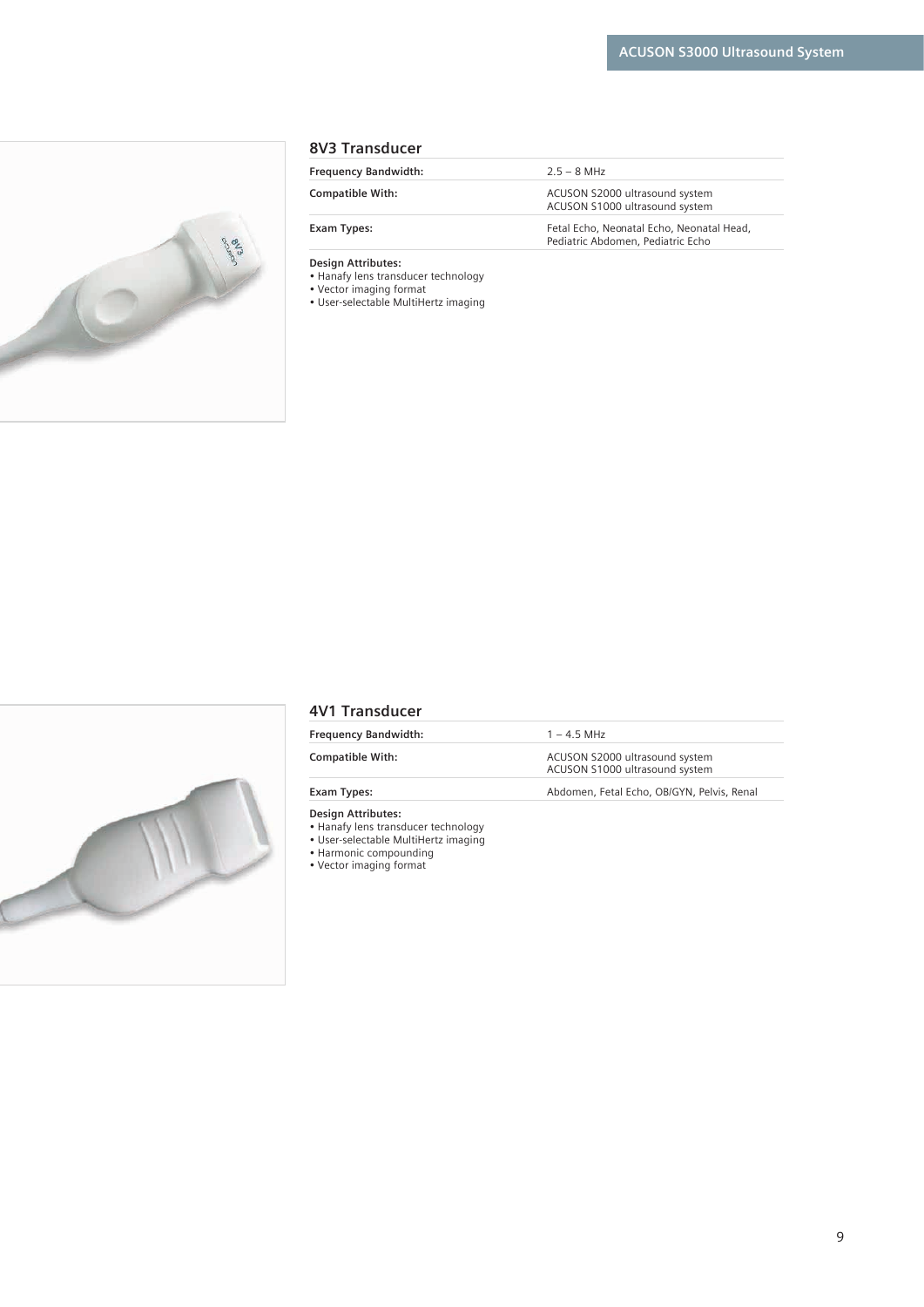## 8V3 Transducer

| | |
|---|---|
| **Frequency Bandwidth:** | 2.5 – 8 MHz |
| **Compatible With:** | ACUSON S2000 ultrasound system<br>ACUSON S1000 ultrasound system |
| **Exam Types:** | Fetal Echo, Neonatal Echo, Neonatal Head, Pediatric Abdomen, Pediatric Echo |

**Design Attributes:**
- Hanafy lens transducer technology
- Vector imaging format
- User-selectable MultiHertz imaging

## 4V1 Transducer

| | |
|---|---|
| **Frequency Bandwidth:** | 1 – 4.5 MHz |
| **Compatible With:** | ACUSON S2000 ultrasound system<br>ACUSON S1000 ultrasound system |
| **Exam Types:** | Abdomen, Fetal Echo, OB/GYN, Pelvis, Renal |

**Design Attributes:**
- Hanafy lens transducer technology
- User-selectable MultiHertz imaging
- Harmonic compounding
- Vector imaging format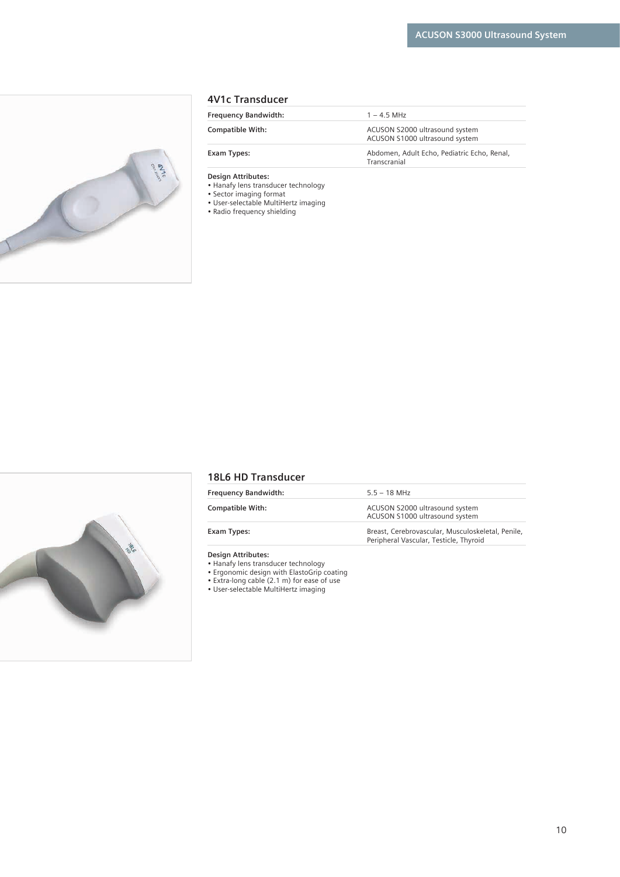## 4V1c Transducer

| | |
|---|---|
| **Frequency Bandwidth:** | 1 – 4.5 MHz |
| **Compatible With:** | ACUSON S2000 ultrasound system<br>ACUSON S1000 ultrasound system |
| **Exam Types:** | Abdomen, Adult Echo, Pediatric Echo, Renal, Transcranial |

**Design Attributes:**
- Hanafy lens transducer technology
- Sector imaging format
- User-selectable MultiHertz imaging
- Radio frequency shielding

## 18L6 HD Transducer

| | |
|---|---|
| **Frequency Bandwidth:** | 5.5 – 18 MHz |
| **Compatible With:** | ACUSON S2000 ultrasound system<br>ACUSON S1000 ultrasound system |
| **Exam Types:** | Breast, Cerebrovascular, Musculoskeletal, Penile, Peripheral Vascular, Testicle, Thyroid |

**Design Attributes:**
- Hanafy lens transducer technology
- Ergonomic design with ElastoGrip coating
- Extra-long cable (2.1 m) for ease of use
- User-selectable MultiHertz imaging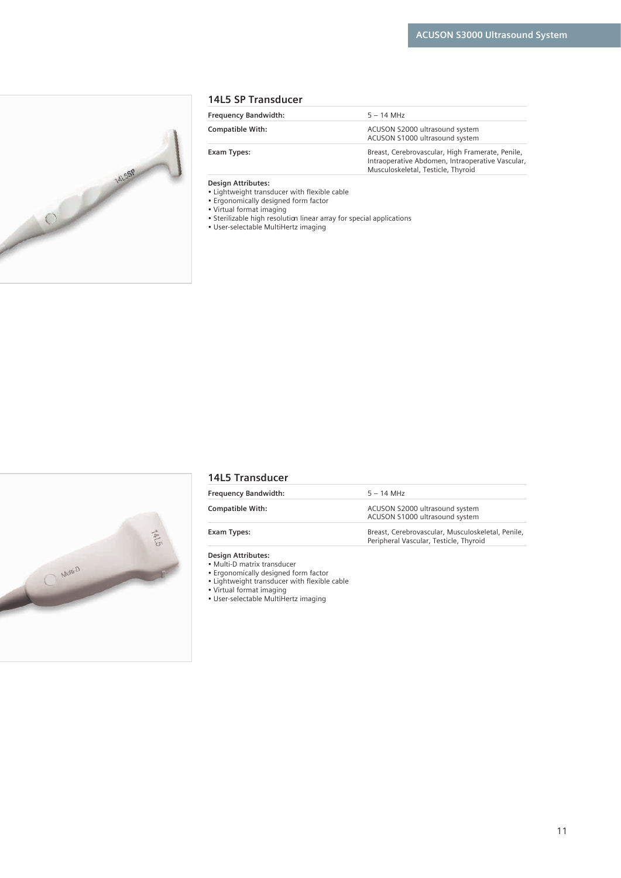## 14L5 SP Transducer

| | |
|---|---|
| **Frequency Bandwidth:** | 5 – 14 MHz |
| **Compatible With:** | ACUSON S2000 ultrasound system<br>ACUSON S1000 ultrasound system |
| **Exam Types:** | Breast, Cerebrovascular, High Framerate, Penile, Intraoperative Abdomen, Intraoperative Vascular, Musculoskeletal, Testicle, Thyroid |

**Design Attributes:**

- Lightweight transducer with flexible cable
- Ergonomically designed form factor
- Virtual format imaging
- Sterilizable high resolution linear array for special applications
- User-selectable MultiHertz imaging

## 14L5 Transducer

| | |
|---|---|
| **Frequency Bandwidth:** | 5 – 14 MHz |
| **Compatible With:** | ACUSON S2000 ultrasound system<br>ACUSON S1000 ultrasound system |
| **Exam Types:** | Breast, Cerebrovascular, Musculoskeletal, Penile, Peripheral Vascular, Testicle, Thyroid |

**Design Attributes:**

- Multi-D matrix transducer
- Ergonomically designed form factor
- Lightweight transducer with flexible cable
- Virtual format imaging
- User-selectable MultiHertz imaging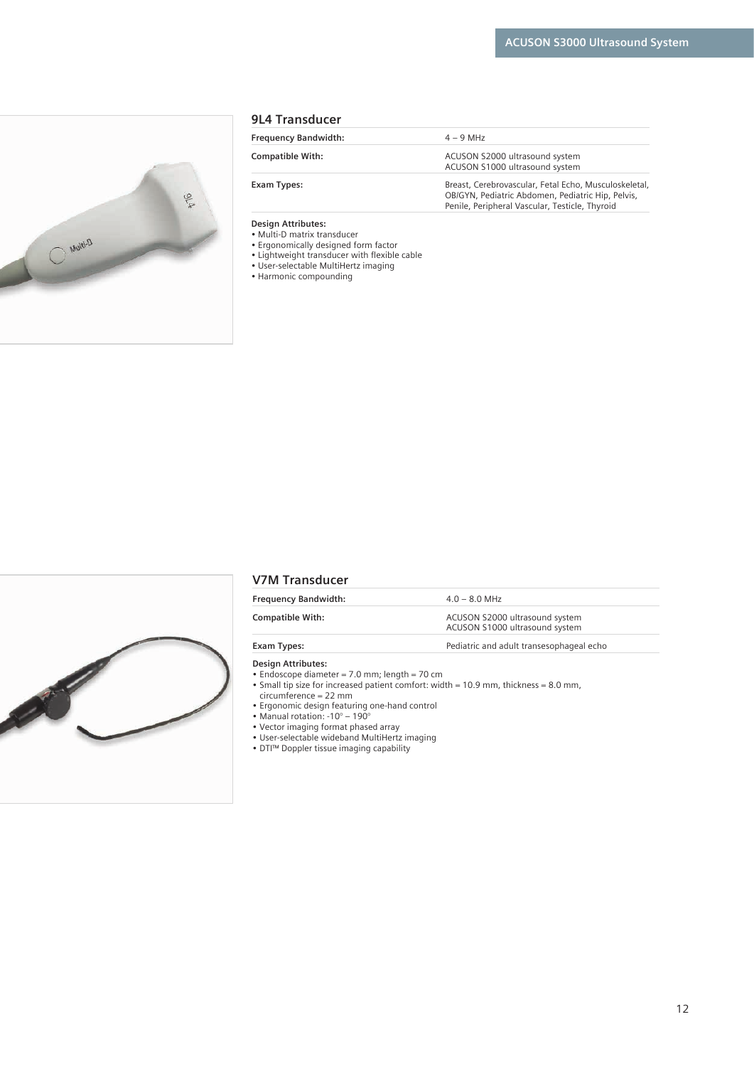## 9L4 Transducer

| | |
|---|---|
| **Frequency Bandwidth:** | 4 – 9 MHz |
| **Compatible With:** | ACUSON S2000 ultrasound system<br>ACUSON S1000 ultrasound system |
| **Exam Types:** | Breast, Cerebrovascular, Fetal Echo, Musculoskeletal, OB/GYN, Pediatric Abdomen, Pediatric Hip, Pelvis, Penile, Peripheral Vascular, Testicle, Thyroid |

**Design Attributes:**

- Multi-D matrix transducer
- Ergonomically designed form factor
- Lightweight transducer with flexible cable
- User-selectable MultiHertz imaging
- Harmonic compounding

## V7M Transducer

| | |
|---|---|
| **Frequency Bandwidth:** | 4.0 – 8.0 MHz |
| **Compatible With:** | ACUSON S2000 ultrasound system<br>ACUSON S1000 ultrasound system |
| **Exam Types:** | Pediatric and adult transesophageal echo |

**Design Attributes:**

- Endoscope diameter = 7.0 mm; length = 70 cm
- Small tip size for increased patient comfort: width = 10.9 mm, thickness = 8.0 mm, circumference = 22 mm
- Ergonomic design featuring one-hand control
- Manual rotation: -10° – 190°
- Vector imaging format phased array
- User-selectable wideband MultiHertz imaging
- DTI™ Doppler tissue imaging capability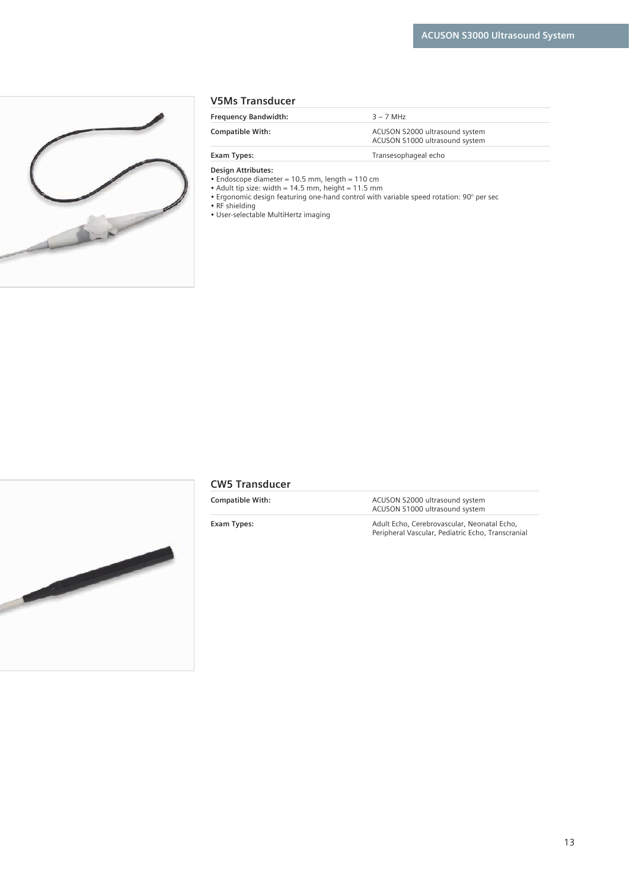## V5Ms Transducer

| | |
|---|---|
| **Frequency Bandwidth:** | 3 – 7 MHz |
| **Compatible With:** | ACUSON S2000 ultrasound system<br>ACUSON S1000 ultrasound system |
| **Exam Types:** | Transesophageal echo |

**Design Attributes:**

- Endoscope diameter = 10.5 mm, length = 110 cm
- Adult tip size: width = 14.5 mm, height = 11.5 mm
- Ergonomic design featuring one-hand control with variable speed rotation: 90° per sec
- RF shielding
- User-selectable MultiHertz imaging

## CW5 Transducer

| | |
|---|---|
| **Compatible With:** | ACUSON S2000 ultrasound system<br>ACUSON S1000 ultrasound system |
| **Exam Types:** | Adult Echo, Cerebrovascular, Neonatal Echo, Peripheral Vascular, Pediatric Echo, Transcranial |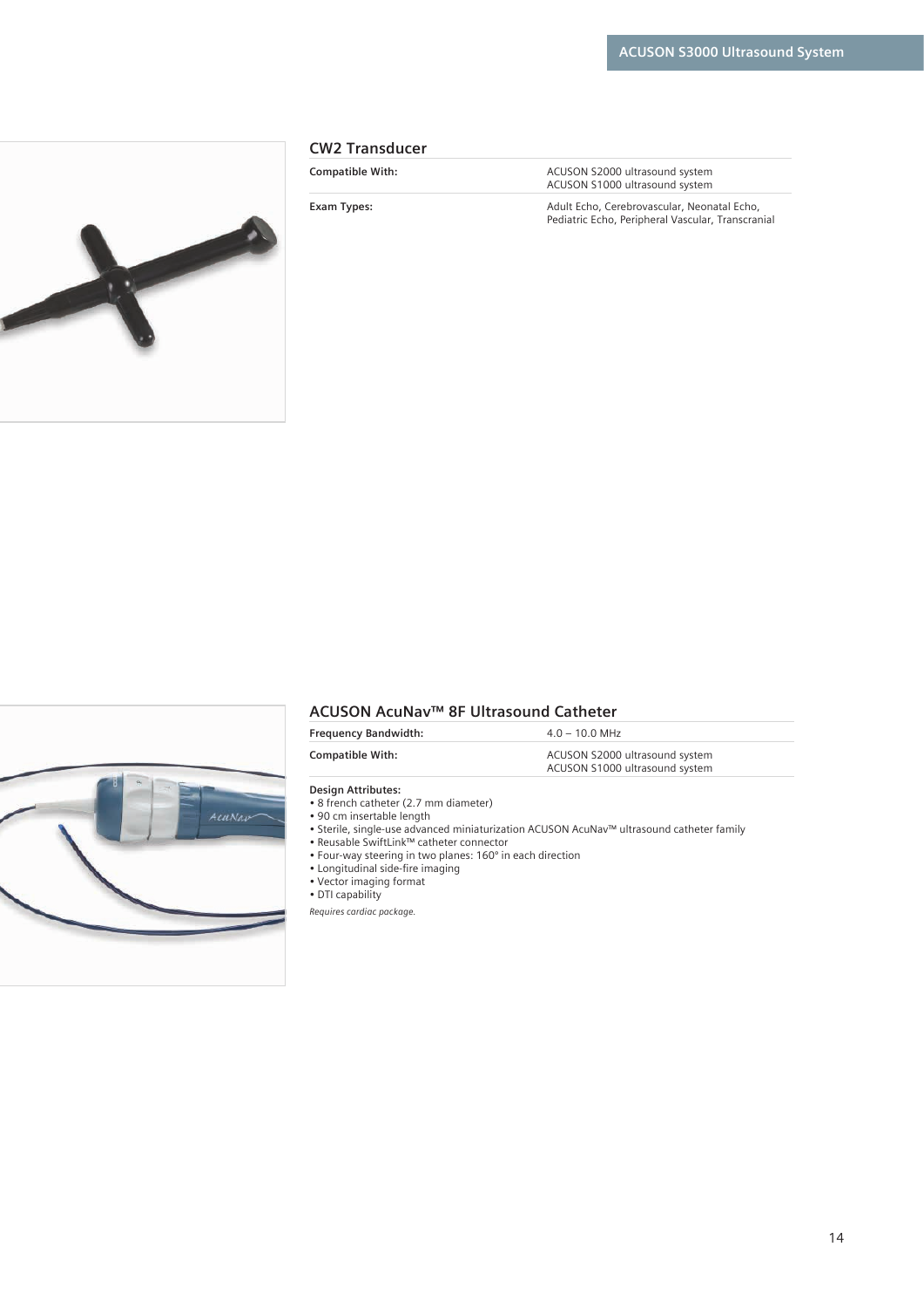## CW2 Transducer

| | |
|---|---|
| **Compatible With:** | ACUSON S2000 ultrasound system<br>ACUSON S1000 ultrasound system |
| **Exam Types:** | Adult Echo, Cerebrovascular, Neonatal Echo, Pediatric Echo, Peripheral Vascular, Transcranial |

## ACUSON AcuNav™ 8F Ultrasound Catheter

| | |
|---|---|
| **Frequency Bandwidth:** | 4.0 – 10.0 MHz |
| **Compatible With:** | ACUSON S2000 ultrasound system<br>ACUSON S1000 ultrasound system |

**Design Attributes:**

- 8 french catheter (2.7 mm diameter)
- 90 cm insertable length
- Sterile, single-use advanced miniaturization ACUSON AcuNav™ ultrasound catheter family
- Reusable SwiftLink™ catheter connector
- Four-way steering in two planes: 160° in each direction
- Longitudinal side-fire imaging
- Vector imaging format
- DTI capability

*Requires cardiac package.*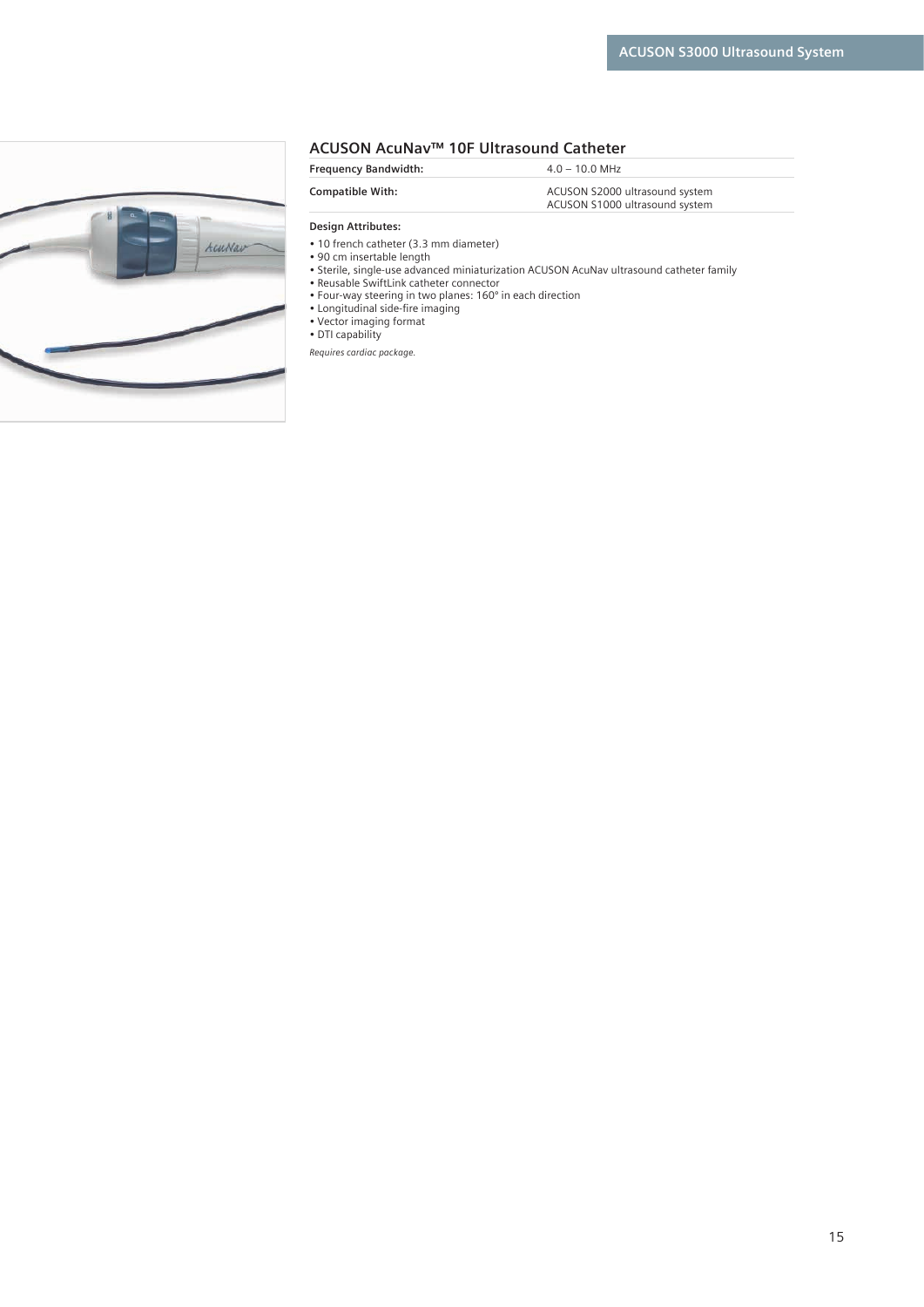## ACUSON AcuNav™ 10F Ultrasound Catheter

| | |
|---|---|
| **Frequency Bandwidth:** | 4.0 – 10.0 MHz |
| **Compatible With:** | ACUSON S2000 ultrasound system<br>ACUSON S1000 ultrasound system |

**Design Attributes:**

- 10 french catheter (3.3 mm diameter)
- 90 cm insertable length
- Sterile, single-use advanced miniaturization ACUSON AcuNav ultrasound catheter family
- Reusable SwiftLink catheter connector
- Four-way steering in two planes: 160° in each direction
- Longitudinal side-fire imaging
- Vector imaging format
- DTI capability

*Requires cardiac package.*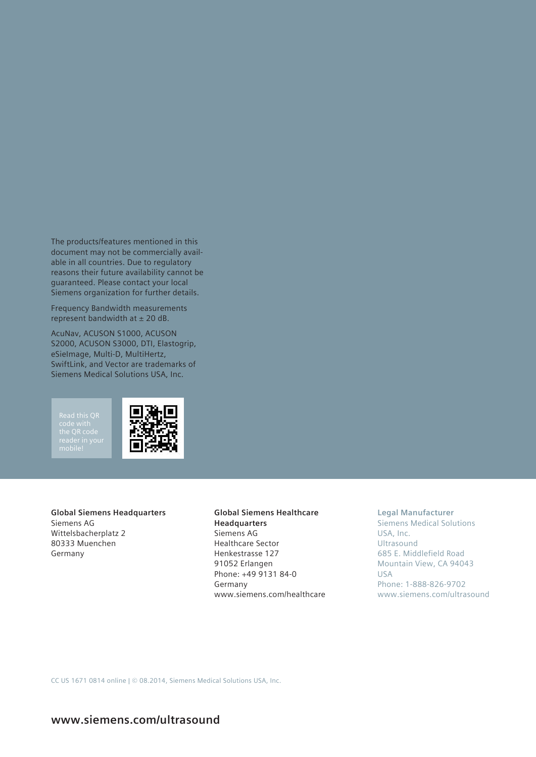The products/features mentioned in this document may not be commercially available in all countries. Due to regulatory reasons their future availability cannot be guaranteed. Please contact your local Siemens organization for further details.

Frequency Bandwidth measurements represent bandwidth at ± 20 dB.

AcuNav, ACUSON S1000, ACUSON S2000, ACUSON S3000, DTI, Elastogrip, eSieImage, Multi-D, MultiHertz, SwiftLink, and Vector are trademarks of Siemens Medical Solutions USA, Inc.

Read this QR code with the QR code reader in your mobile!

**Global Siemens Headquarters**
Siemens AG
Wittelsbacherplatz 2
80333 Muenchen
Germany

**Global Siemens Healthcare Headquarters**
Siemens AG
Healthcare Sector
Henkestrasse 127
91052 Erlangen
Phone: +49 9131 84-0
Germany
www.siemens.com/healthcare

**Legal Manufacturer**
Siemens Medical Solutions USA, Inc.
Ultrasound
685 E. Middlefield Road
Mountain View, CA 94043
USA
Phone: 1-888-826-9702
www.siemens.com/ultrasound

CC US 1671 0814 online | © 08.2014, Siemens Medical Solutions USA, Inc.

**www.siemens.com/ultrasound**